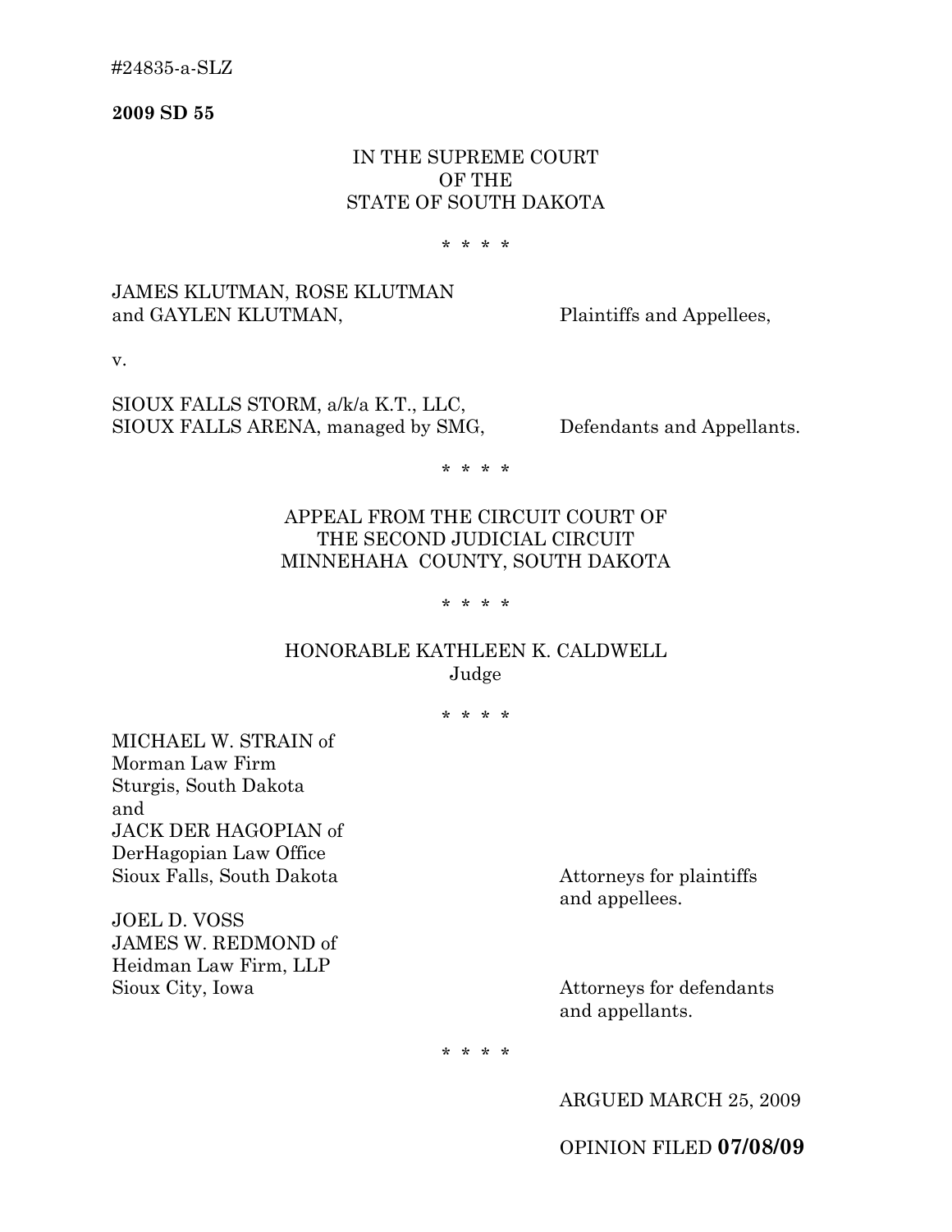#24835-a-SLZ

**2009 SD 55**

IN THE SUPREME COURT
OF THE
STATE OF SOUTH DAKOTA

\* \* \* \*

JAMES KLUTMAN, ROSE KLUTMAN
and GAYLEN KLUTMAN, Plaintiffs and Appellees,

v.

SIOUX FALLS STORM, a/k/a K.T., LLC,
SIOUX FALLS ARENA, managed by SMG, Defendants and Appellants.

\* \* \* \*

APPEAL FROM THE CIRCUIT COURT OF
THE SECOND JUDICIAL CIRCUIT
MINNEHAHA COUNTY, SOUTH DAKOTA

\* \* \* \*

HONORABLE KATHLEEN K. CALDWELL
Judge

\* \* \* \*

MICHAEL W. STRAIN of
Morman Law Firm
Sturgis, South Dakota
and
JACK DER HAGOPIAN of
DerHagopian Law Office
Sioux Falls, South Dakota

Attorneys for plaintiffs and appellees.

JOEL D. VOSS
JAMES W. REDMOND of
Heidman Law Firm, LLP
Sioux City, Iowa

Attorneys for defendants and appellants.

\* \* \* \*

ARGUED MARCH 25, 2009

OPINION FILED **07/08/09**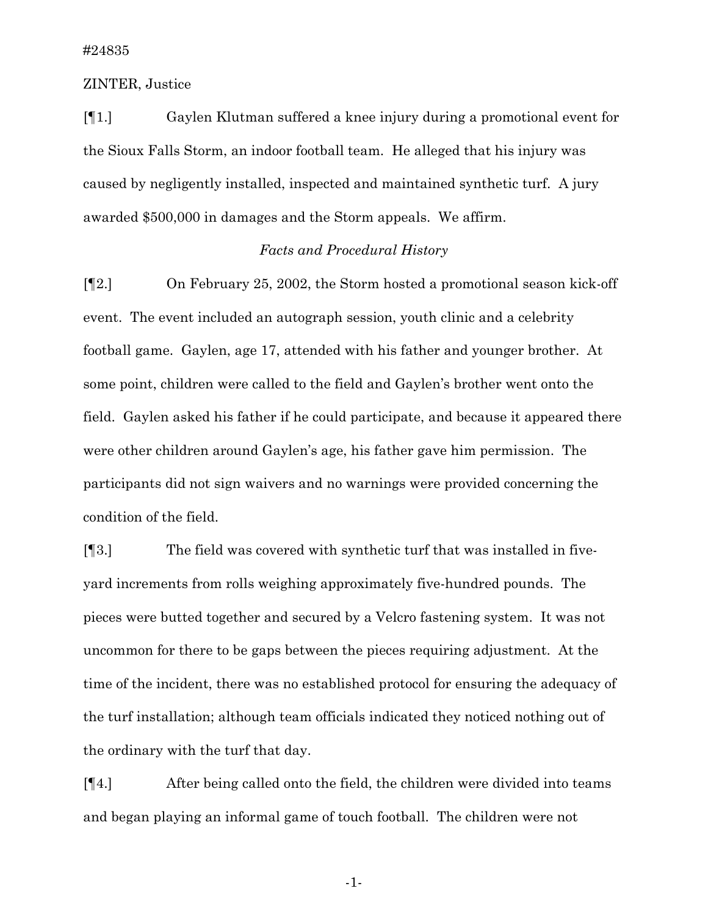#24835

ZINTER, Justice

[¶1.] Gaylen Klutman suffered a knee injury during a promotional event for the Sioux Falls Storm, an indoor football team. He alleged that his injury was caused by negligently installed, inspected and maintained synthetic turf. A jury awarded $500,000 in damages and the Storm appeals. We affirm.

*Facts and Procedural History*

[¶2.] On February 25, 2002, the Storm hosted a promotional season kick-off event. The event included an autograph session, youth clinic and a celebrity football game. Gaylen, age 17, attended with his father and younger brother. At some point, children were called to the field and Gaylen's brother went onto the field. Gaylen asked his father if he could participate, and because it appeared there were other children around Gaylen's age, his father gave him permission. The participants did not sign waivers and no warnings were provided concerning the condition of the field.

[¶3.] The field was covered with synthetic turf that was installed in five-yard increments from rolls weighing approximately five-hundred pounds. The pieces were butted together and secured by a Velcro fastening system. It was not uncommon for there to be gaps between the pieces requiring adjustment. At the time of the incident, there was no established protocol for ensuring the adequacy of the turf installation; although team officials indicated they noticed nothing out of the ordinary with the turf that day.

[¶4.] After being called onto the field, the children were divided into teams and began playing an informal game of touch football. The children were not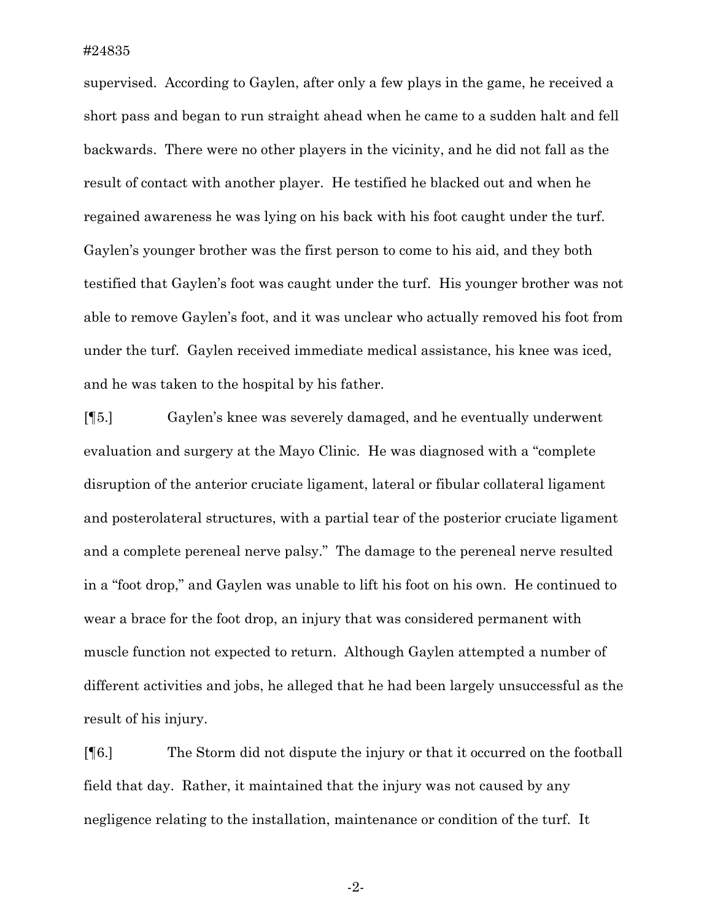supervised. According to Gaylen, after only a few plays in the game, he received a short pass and began to run straight ahead when he came to a sudden halt and fell backwards. There were no other players in the vicinity, and he did not fall as the result of contact with another player. He testified he blacked out and when he regained awareness he was lying on his back with his foot caught under the turf. Gaylen's younger brother was the first person to come to his aid, and they both testified that Gaylen's foot was caught under the turf. His younger brother was not able to remove Gaylen's foot, and it was unclear who actually removed his foot from under the turf. Gaylen received immediate medical assistance, his knee was iced, and he was taken to the hospital by his father.

[¶5.] Gaylen's knee was severely damaged, and he eventually underwent evaluation and surgery at the Mayo Clinic. He was diagnosed with a "complete disruption of the anterior cruciate ligament, lateral or fibular collateral ligament and posterolateral structures, with a partial tear of the posterior cruciate ligament and a complete pereneal nerve palsy." The damage to the pereneal nerve resulted in a "foot drop," and Gaylen was unable to lift his foot on his own. He continued to wear a brace for the foot drop, an injury that was considered permanent with muscle function not expected to return. Although Gaylen attempted a number of different activities and jobs, he alleged that he had been largely unsuccessful as the result of his injury.

[¶6.] The Storm did not dispute the injury or that it occurred on the football field that day. Rather, it maintained that the injury was not caused by any negligence relating to the installation, maintenance or condition of the turf. It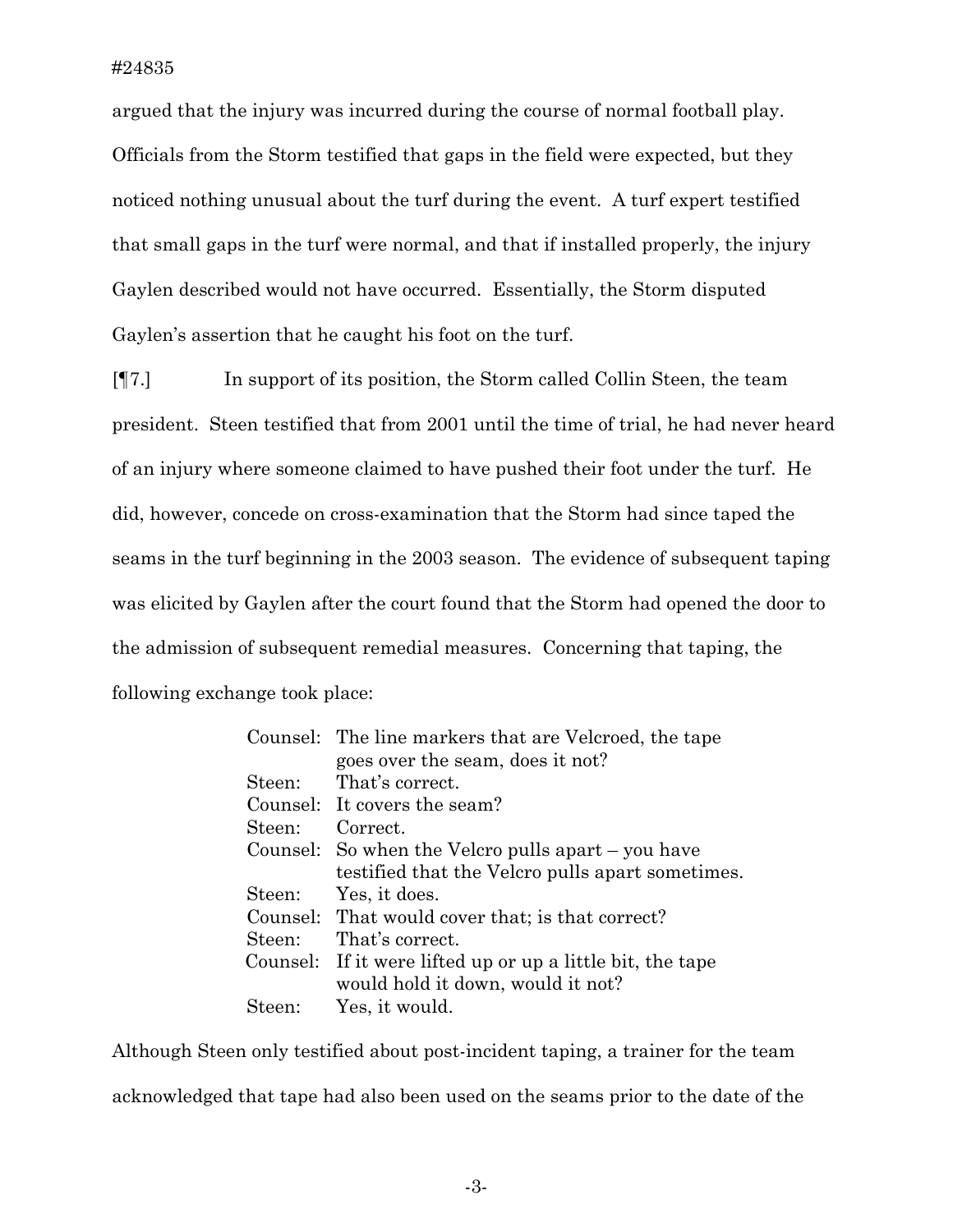argued that the injury was incurred during the course of normal football play. Officials from the Storm testified that gaps in the field were expected, but they noticed nothing unusual about the turf during the event. A turf expert testified that small gaps in the turf were normal, and that if installed properly, the injury Gaylen described would not have occurred. Essentially, the Storm disputed Gaylen's assertion that he caught his foot on the turf.

[¶7.] In support of its position, the Storm called Collin Steen, the team president. Steen testified that from 2001 until the time of trial, he had never heard of an injury where someone claimed to have pushed their foot under the turf. He did, however, concede on cross-examination that the Storm had since taped the seams in the turf beginning in the 2003 season. The evidence of subsequent taping was elicited by Gaylen after the court found that the Storm had opened the door to the admission of subsequent remedial measures. Concerning that taping, the following exchange took place:

> Counsel: The line markers that are Velcroed, the tape goes over the seam, does it not?
> Steen: That's correct.
> Counsel: It covers the seam?
> Steen: Correct.
> Counsel: So when the Velcro pulls apart – you have testified that the Velcro pulls apart sometimes.
> Steen: Yes, it does.
> Counsel: That would cover that; is that correct?
> Steen: That's correct.
> Counsel: If it were lifted up or up a little bit, the tape would hold it down, would it not?
> Steen: Yes, it would.

Although Steen only testified about post-incident taping, a trainer for the team acknowledged that tape had also been used on the seams prior to the date of the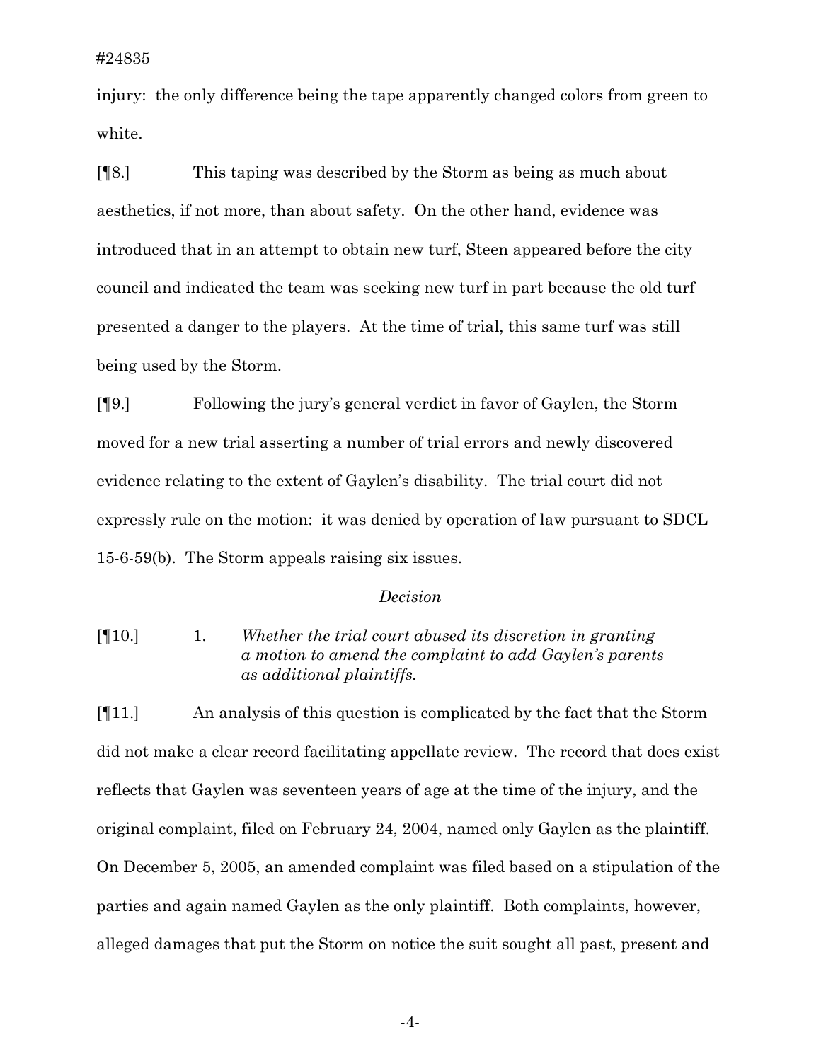injury: the only difference being the tape apparently changed colors from green to white.

[¶8.] This taping was described by the Storm as being as much about aesthetics, if not more, than about safety. On the other hand, evidence was introduced that in an attempt to obtain new turf, Steen appeared before the city council and indicated the team was seeking new turf in part because the old turf presented a danger to the players. At the time of trial, this same turf was still being used by the Storm.

[¶9.] Following the jury's general verdict in favor of Gaylen, the Storm moved for a new trial asserting a number of trial errors and newly discovered evidence relating to the extent of Gaylen's disability. The trial court did not expressly rule on the motion: it was denied by operation of law pursuant to SDCL 15-6-59(b). The Storm appeals raising six issues.

*Decision*

[¶10.] 1. *Whether the trial court abused its discretion in granting a motion to amend the complaint to add Gaylen's parents as additional plaintiffs.*

[¶11.] An analysis of this question is complicated by the fact that the Storm did not make a clear record facilitating appellate review. The record that does exist reflects that Gaylen was seventeen years of age at the time of the injury, and the original complaint, filed on February 24, 2004, named only Gaylen as the plaintiff. On December 5, 2005, an amended complaint was filed based on a stipulation of the parties and again named Gaylen as the only plaintiff. Both complaints, however, alleged damages that put the Storm on notice the suit sought all past, present and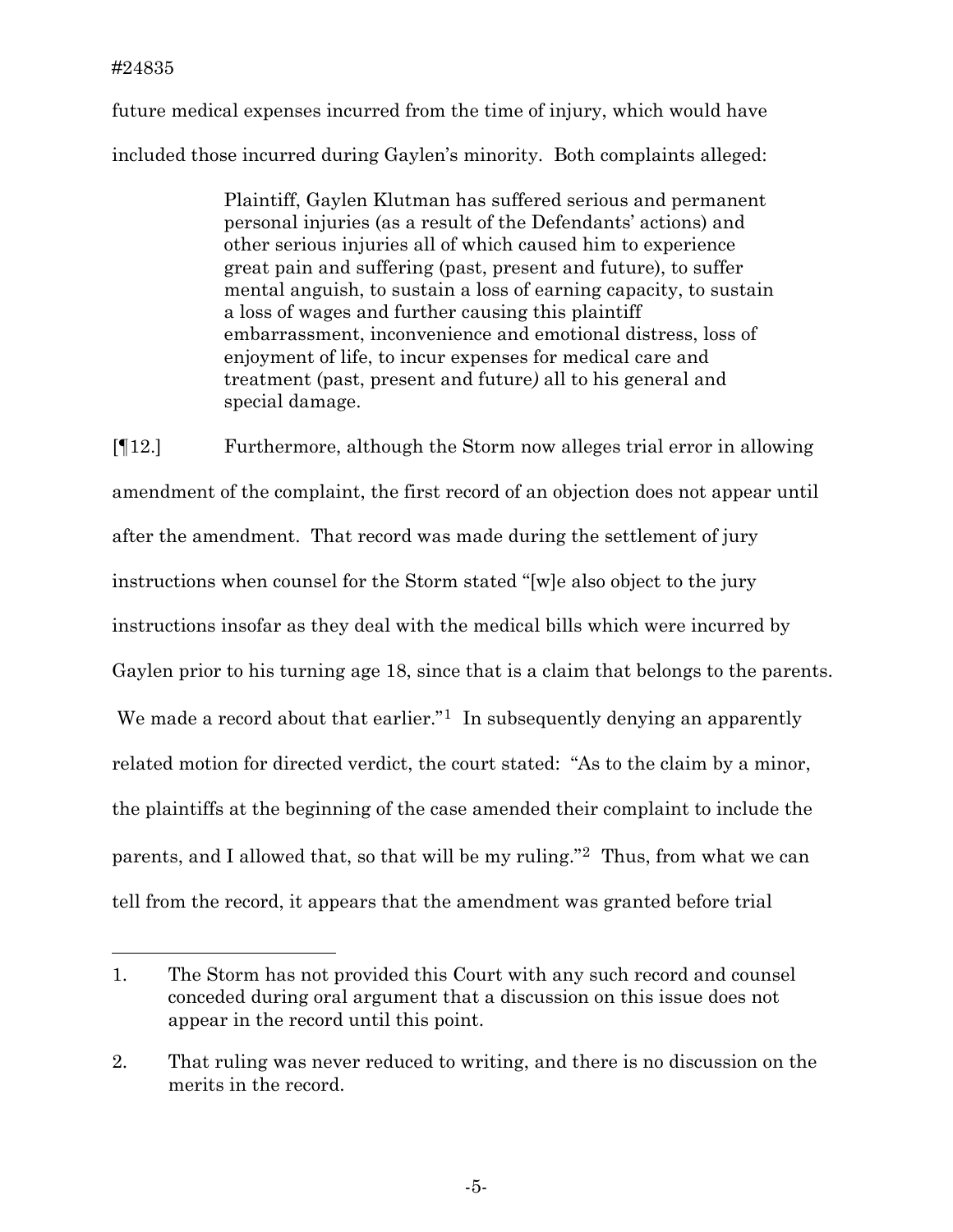future medical expenses incurred from the time of injury, which would have included those incurred during Gaylen's minority. Both complaints alleged:

> Plaintiff, Gaylen Klutman has suffered serious and permanent personal injuries (as a result of the Defendants' actions) and other serious injuries all of which caused him to experience great pain and suffering (past, present and future), to suffer mental anguish, to sustain a loss of earning capacity, to sustain a loss of wages and further causing this plaintiff embarrassment, inconvenience and emotional distress, loss of enjoyment of life, to incur expenses for medical care and treatment (past, present and future) all to his general and special damage.

[¶12.] Furthermore, although the Storm now alleges trial error in allowing amendment of the complaint, the first record of an objection does not appear until after the amendment. That record was made during the settlement of jury instructions when counsel for the Storm stated "[w]e also object to the jury instructions insofar as they deal with the medical bills which were incurred by Gaylen prior to his turning age 18, since that is a claim that belongs to the parents. We made a record about that earlier."[1] In subsequently denying an apparently related motion for directed verdict, the court stated: "As to the claim by a minor, the plaintiffs at the beginning of the case amended their complaint to include the parents, and I allowed that, so that will be my ruling."[2] Thus, from what we can tell from the record, it appears that the amendment was granted before trial

---

1. The Storm has not provided this Court with any such record and counsel conceded during oral argument that a discussion on this issue does not appear in the record until this point.

2. That ruling was never reduced to writing, and there is no discussion on the merits in the record.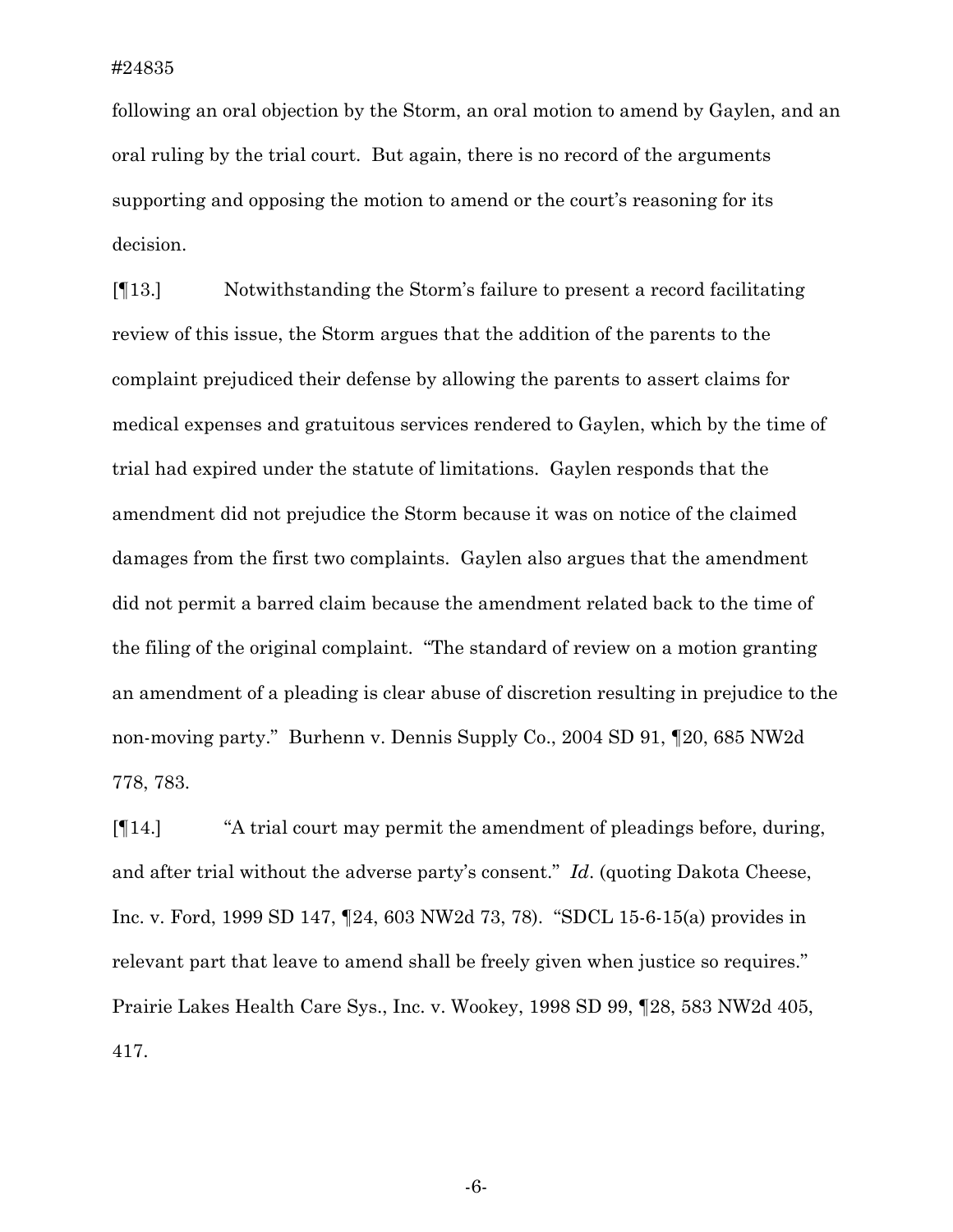following an oral objection by the Storm, an oral motion to amend by Gaylen, and an oral ruling by the trial court. But again, there is no record of the arguments supporting and opposing the motion to amend or the court's reasoning for its decision.

[¶13.] Notwithstanding the Storm's failure to present a record facilitating review of this issue, the Storm argues that the addition of the parents to the complaint prejudiced their defense by allowing the parents to assert claims for medical expenses and gratuitous services rendered to Gaylen, which by the time of trial had expired under the statute of limitations. Gaylen responds that the amendment did not prejudice the Storm because it was on notice of the claimed damages from the first two complaints. Gaylen also argues that the amendment did not permit a barred claim because the amendment related back to the time of the filing of the original complaint. "The standard of review on a motion granting an amendment of a pleading is clear abuse of discretion resulting in prejudice to the non-moving party." Burhenn v. Dennis Supply Co., 2004 SD 91, ¶20, 685 NW2d 778, 783.

[¶14.] "A trial court may permit the amendment of pleadings before, during, and after trial without the adverse party's consent." *Id*. (quoting Dakota Cheese, Inc. v. Ford, 1999 SD 147, ¶24, 603 NW2d 73, 78). "SDCL 15-6-15(a) provides in relevant part that leave to amend shall be freely given when justice so requires." Prairie Lakes Health Care Sys., Inc. v. Wookey, 1998 SD 99, ¶28, 583 NW2d 405, 417.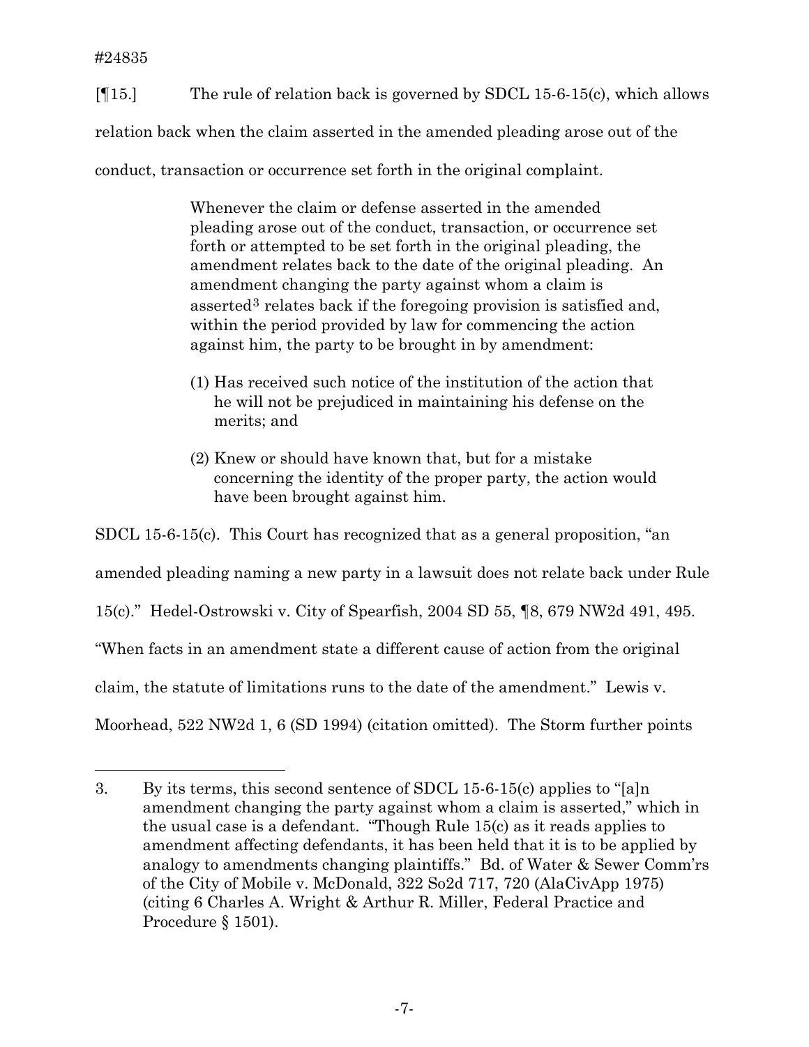#24835

[¶15.] The rule of relation back is governed by SDCL 15-6-15(c), which allows relation back when the claim asserted in the amended pleading arose out of the conduct, transaction or occurrence set forth in the original complaint.

> Whenever the claim or defense asserted in the amended pleading arose out of the conduct, transaction, or occurrence set forth or attempted to be set forth in the original pleading, the amendment relates back to the date of the original pleading. An amendment changing the party against whom a claim is asserted[3] relates back if the foregoing provision is satisfied and, within the period provided by law for commencing the action against him, the party to be brought in by amendment:
>
> (1) Has received such notice of the institution of the action that he will not be prejudiced in maintaining his defense on the merits; and
>
> (2) Knew or should have known that, but for a mistake concerning the identity of the proper party, the action would have been brought against him.

SDCL 15-6-15(c). This Court has recognized that as a general proposition, "an amended pleading naming a new party in a lawsuit does not relate back under Rule 15(c)." Hedel-Ostrowski v. City of Spearfish, 2004 SD 55, ¶8, 679 NW2d 491, 495. "When facts in an amendment state a different cause of action from the original claim, the statute of limitations runs to the date of the amendment." Lewis v. Moorhead, 522 NW2d 1, 6 (SD 1994) (citation omitted). The Storm further points

---

3. By its terms, this second sentence of SDCL 15-6-15(c) applies to "[a]n amendment changing the party against whom a claim is asserted," which in the usual case is a defendant. "Though Rule 15(c) as it reads applies to amendment affecting defendants, it has been held that it is to be applied by analogy to amendments changing plaintiffs." Bd. of Water & Sewer Comm'rs of the City of Mobile v. McDonald, 322 So2d 717, 720 (AlaCivApp 1975) (citing 6 Charles A. Wright & Arthur R. Miller, Federal Practice and Procedure § 1501).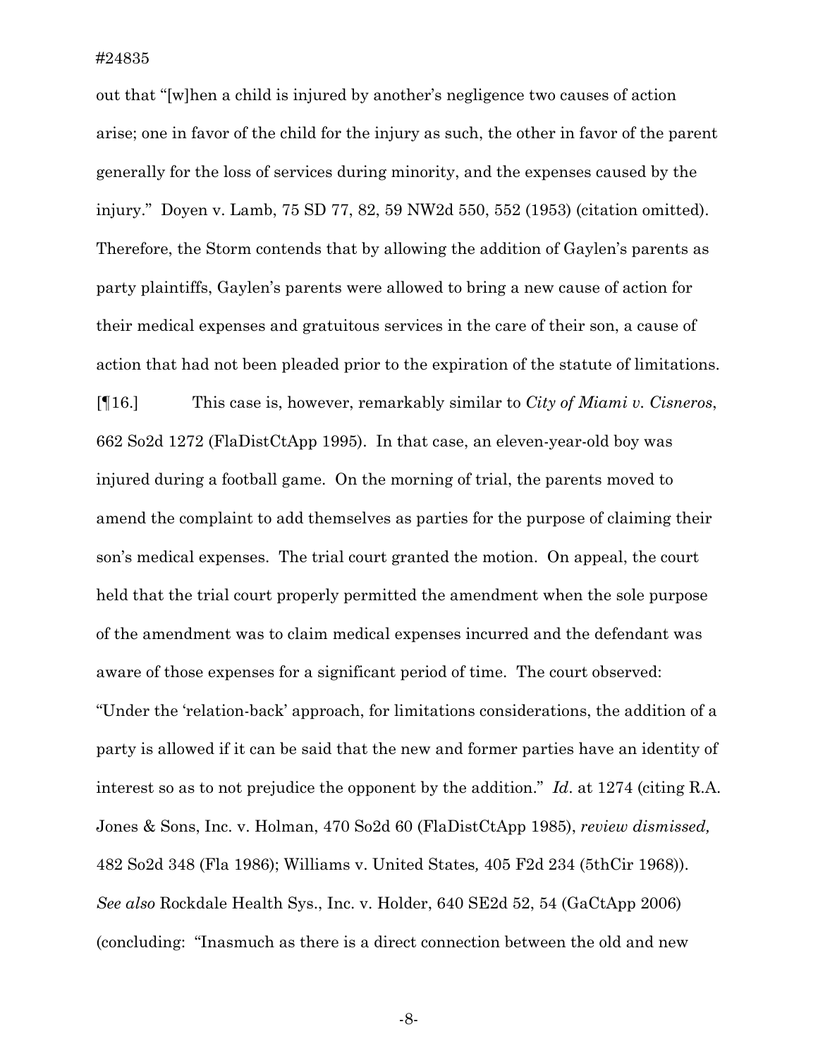out that "[w]hen a child is injured by another's negligence two causes of action arise; one in favor of the child for the injury as such, the other in favor of the parent generally for the loss of services during minority, and the expenses caused by the injury." Doyen v. Lamb, 75 SD 77, 82, 59 NW2d 550, 552 (1953) (citation omitted). Therefore, the Storm contends that by allowing the addition of Gaylen's parents as party plaintiffs, Gaylen's parents were allowed to bring a new cause of action for their medical expenses and gratuitous services in the care of their son, a cause of action that had not been pleaded prior to the expiration of the statute of limitations.

[¶16.] This case is, however, remarkably similar to *City of Miami v. Cisneros*, 662 So2d 1272 (FlaDistCtApp 1995). In that case, an eleven-year-old boy was injured during a football game. On the morning of trial, the parents moved to amend the complaint to add themselves as parties for the purpose of claiming their son's medical expenses. The trial court granted the motion. On appeal, the court held that the trial court properly permitted the amendment when the sole purpose of the amendment was to claim medical expenses incurred and the defendant was aware of those expenses for a significant period of time. The court observed: "Under the 'relation-back' approach, for limitations considerations, the addition of a party is allowed if it can be said that the new and former parties have an identity of interest so as to not prejudice the opponent by the addition." *Id*. at 1274 (citing R.A. Jones & Sons, Inc. v. Holman, 470 So2d 60 (FlaDistCtApp 1985), *review dismissed,* 482 So2d 348 (Fla 1986); Williams v. United States*,* 405 F2d 234 (5thCir 1968)). *See also* Rockdale Health Sys., Inc. v. Holder, 640 SE2d 52, 54 (GaCtApp 2006) (concluding: "Inasmuch as there is a direct connection between the old and new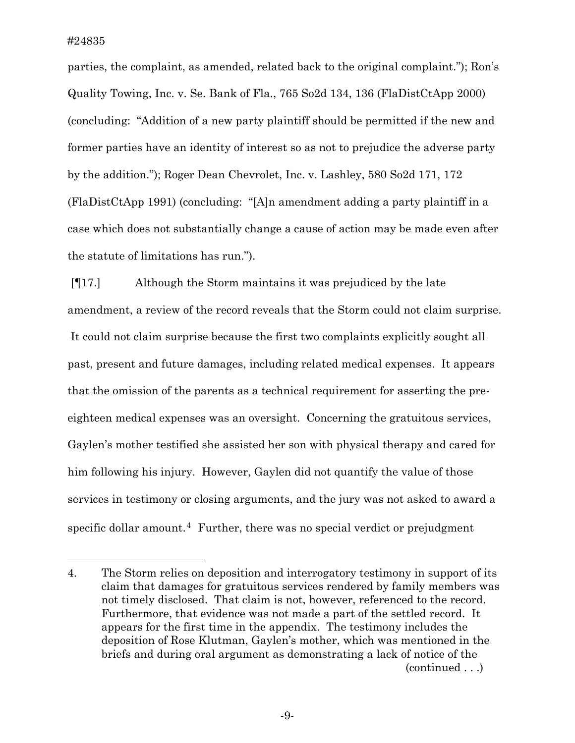parties, the complaint, as amended, related back to the original complaint."); Ron's Quality Towing, Inc. v. Se. Bank of Fla., 765 So2d 134, 136 (FlaDistCtApp 2000) (concluding: "Addition of a new party plaintiff should be permitted if the new and former parties have an identity of interest so as not to prejudice the adverse party by the addition."); Roger Dean Chevrolet, Inc. v. Lashley, 580 So2d 171, 172 (FlaDistCtApp 1991) (concluding: "[A]n amendment adding a party plaintiff in a case which does not substantially change a cause of action may be made even after the statute of limitations has run.").

[¶17.] Although the Storm maintains it was prejudiced by the late amendment, a review of the record reveals that the Storm could not claim surprise. It could not claim surprise because the first two complaints explicitly sought all past, present and future damages, including related medical expenses. It appears that the omission of the parents as a technical requirement for asserting the pre-eighteen medical expenses was an oversight. Concerning the gratuitous services, Gaylen's mother testified she assisted her son with physical therapy and cared for him following his injury. However, Gaylen did not quantify the value of those services in testimony or closing arguments, and the jury was not asked to award a specific dollar amount.[4] Further, there was no special verdict or prejudgment

---

4. The Storm relies on deposition and interrogatory testimony in support of its claim that damages for gratuitous services rendered by family members was not timely disclosed. That claim is not, however, referenced to the record. Furthermore, that evidence was not made a part of the settled record. It appears for the first time in the appendix. The testimony includes the deposition of Rose Klutman, Gaylen's mother, which was mentioned in the briefs and during oral argument as demonstrating a lack of notice of the (continued . . .)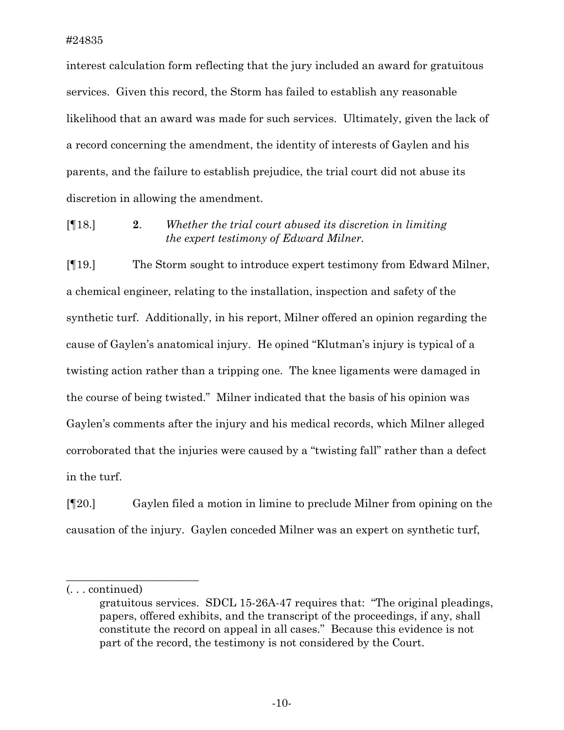interest calculation form reflecting that the jury included an award for gratuitous services. Given this record, the Storm has failed to establish any reasonable likelihood that an award was made for such services. Ultimately, given the lack of a record concerning the amendment, the identity of interests of Gaylen and his parents, and the failure to establish prejudice, the trial court did not abuse its discretion in allowing the amendment.

[¶18.] **2**. *Whether the trial court abused its discretion in limiting the expert testimony of Edward Milner.*

[¶19.] The Storm sought to introduce expert testimony from Edward Milner, a chemical engineer, relating to the installation, inspection and safety of the synthetic turf. Additionally, in his report, Milner offered an opinion regarding the cause of Gaylen's anatomical injury. He opined "Klutman's injury is typical of a twisting action rather than a tripping one. The knee ligaments were damaged in the course of being twisted." Milner indicated that the basis of his opinion was Gaylen's comments after the injury and his medical records, which Milner alleged corroborated that the injuries were caused by a "twisting fall" rather than a defect in the turf.

[¶20.] Gaylen filed a motion in limine to preclude Milner from opining on the causation of the injury. Gaylen conceded Milner was an expert on synthetic turf,

---

(. . . continued)

gratuitous services. SDCL 15-26A-47 requires that: "The original pleadings, papers, offered exhibits, and the transcript of the proceedings, if any, shall constitute the record on appeal in all cases." Because this evidence is not part of the record, the testimony is not considered by the Court.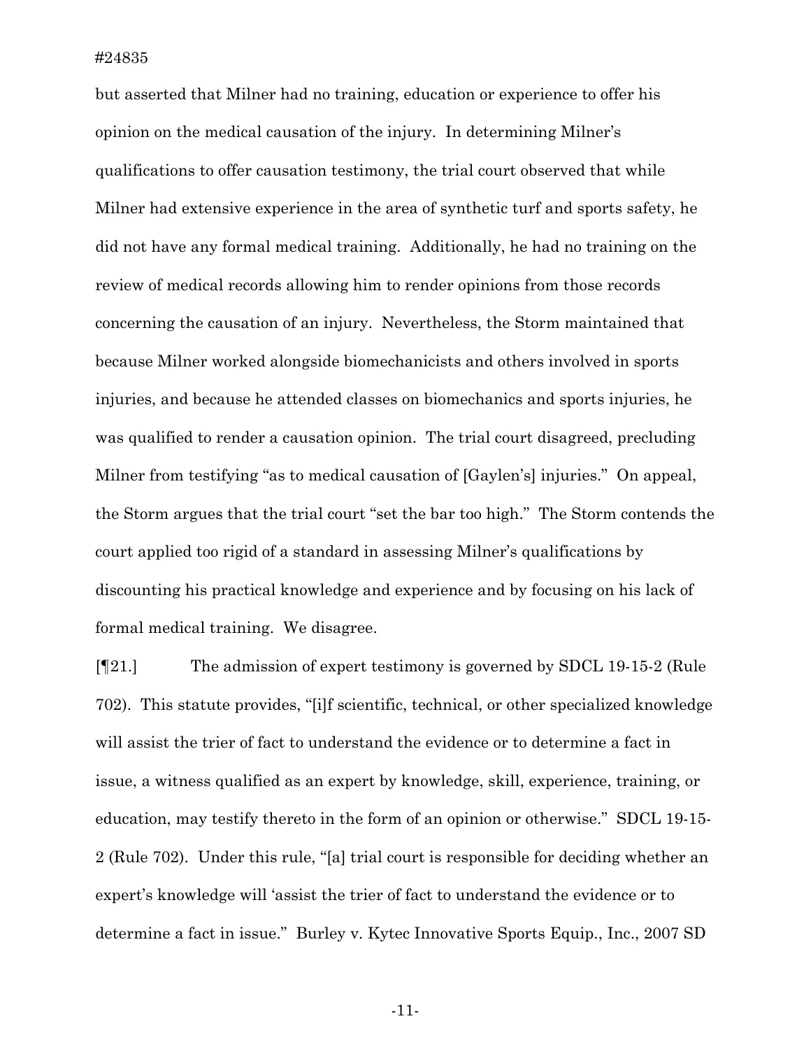but asserted that Milner had no training, education or experience to offer his opinion on the medical causation of the injury. In determining Milner's qualifications to offer causation testimony, the trial court observed that while Milner had extensive experience in the area of synthetic turf and sports safety, he did not have any formal medical training. Additionally, he had no training on the review of medical records allowing him to render opinions from those records concerning the causation of an injury. Nevertheless, the Storm maintained that because Milner worked alongside biomechanicists and others involved in sports injuries, and because he attended classes on biomechanics and sports injuries, he was qualified to render a causation opinion. The trial court disagreed, precluding Milner from testifying "as to medical causation of [Gaylen's] injuries." On appeal, the Storm argues that the trial court "set the bar too high." The Storm contends the court applied too rigid of a standard in assessing Milner's qualifications by discounting his practical knowledge and experience and by focusing on his lack of formal medical training. We disagree.

[¶21.] The admission of expert testimony is governed by SDCL 19-15-2 (Rule 702). This statute provides, "[i]f scientific, technical, or other specialized knowledge will assist the trier of fact to understand the evidence or to determine a fact in issue, a witness qualified as an expert by knowledge, skill, experience, training, or education, may testify thereto in the form of an opinion or otherwise." SDCL 19-15-2 (Rule 702). Under this rule, "[a] trial court is responsible for deciding whether an expert's knowledge will 'assist the trier of fact to understand the evidence or to determine a fact in issue." Burley v. Kytec Innovative Sports Equip., Inc., 2007 SD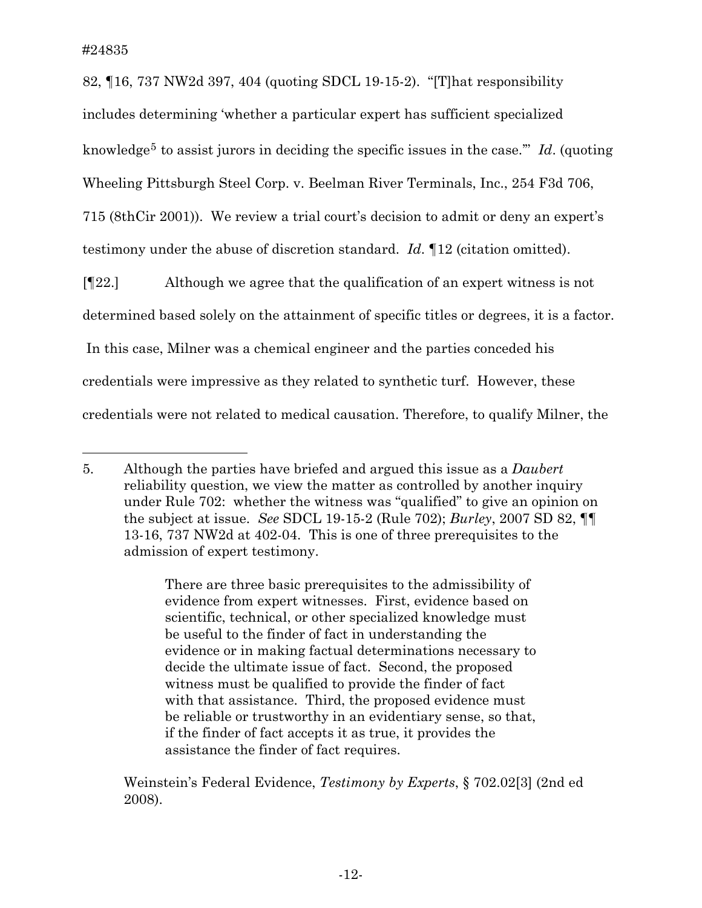82, ¶16, 737 NW2d 397, 404 (quoting SDCL 19-15-2). "[T]hat responsibility includes determining 'whether a particular expert has sufficient specialized knowledge[5] to assist jurors in deciding the specific issues in the case.'" *Id*. (quoting Wheeling Pittsburgh Steel Corp. v. Beelman River Terminals, Inc., 254 F3d 706, 715 (8thCir 2001)). We review a trial court's decision to admit or deny an expert's testimony under the abuse of discretion standard. *Id*. ¶12 (citation omitted).

[¶22.] Although we agree that the qualification of an expert witness is not determined based solely on the attainment of specific titles or degrees, it is a factor. In this case, Milner was a chemical engineer and the parties conceded his credentials were impressive as they related to synthetic turf. However, these credentials were not related to medical causation. Therefore, to qualify Milner, the

---

5. Although the parties have briefed and argued this issue as a *Daubert* reliability question, we view the matter as controlled by another inquiry under Rule 702: whether the witness was "qualified" to give an opinion on the subject at issue. *See* SDCL 19-15-2 (Rule 702); *Burley*, 2007 SD 82, ¶¶ 13-16, 737 NW2d at 402-04. This is one of three prerequisites to the admission of expert testimony.

> There are three basic prerequisites to the admissibility of evidence from expert witnesses. First, evidence based on scientific, technical, or other specialized knowledge must be useful to the finder of fact in understanding the evidence or in making factual determinations necessary to decide the ultimate issue of fact. Second, the proposed witness must be qualified to provide the finder of fact with that assistance. Third, the proposed evidence must be reliable or trustworthy in an evidentiary sense, so that, if the finder of fact accepts it as true, it provides the assistance the finder of fact requires.

Weinstein's Federal Evidence, *Testimony by Experts*, § 702.02[3] (2nd ed 2008).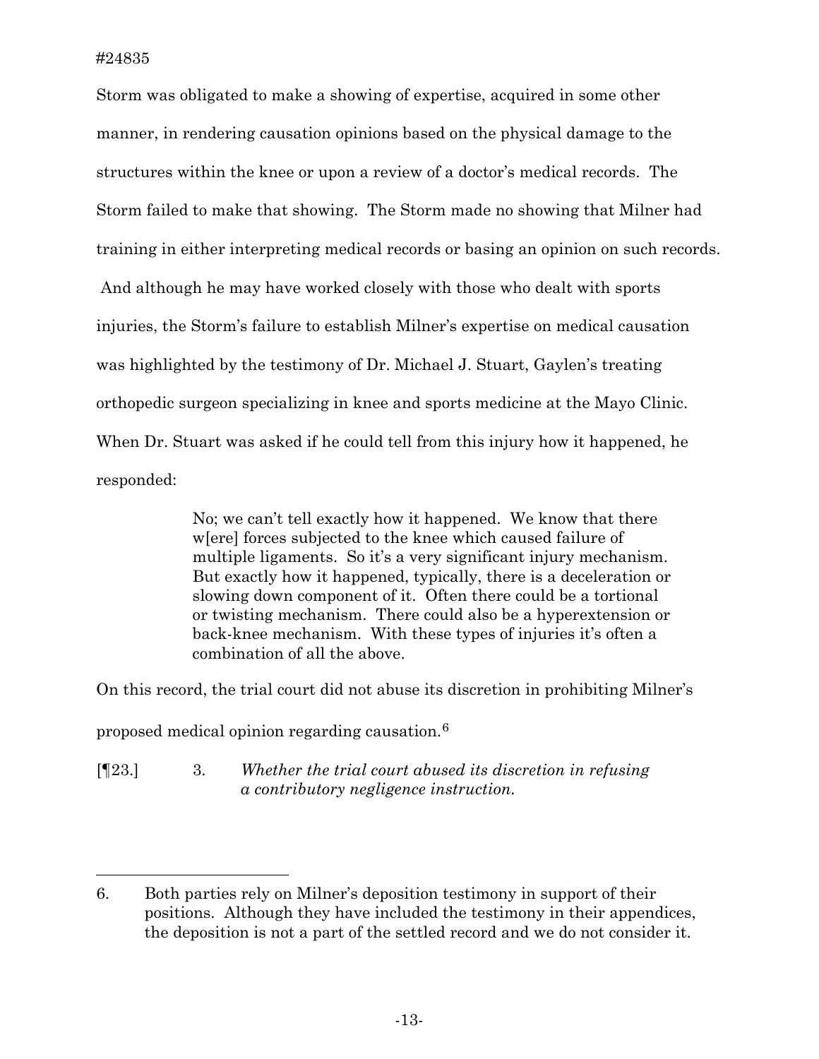Storm was obligated to make a showing of expertise, acquired in some other manner, in rendering causation opinions based on the physical damage to the structures within the knee or upon a review of a doctor's medical records. The Storm failed to make that showing. The Storm made no showing that Milner had training in either interpreting medical records or basing an opinion on such records. And although he may have worked closely with those who dealt with sports injuries, the Storm's failure to establish Milner's expertise on medical causation was highlighted by the testimony of Dr. Michael J. Stuart, Gaylen's treating orthopedic surgeon specializing in knee and sports medicine at the Mayo Clinic. When Dr. Stuart was asked if he could tell from this injury how it happened, he responded:

> No; we can't tell exactly how it happened. We know that there w[ere] forces subjected to the knee which caused failure of multiple ligaments. So it's a very significant injury mechanism. But exactly how it happened, typically, there is a deceleration or slowing down component of it. Often there could be a tortional or twisting mechanism. There could also be a hyperextension or back-knee mechanism. With these types of injuries it's often a combination of all the above.

On this record, the trial court did not abuse its discretion in prohibiting Milner's proposed medical opinion regarding causation.[6]

[¶23.] 3. *Whether the trial court abused its discretion in refusing a contributory negligence instruction.*

---

6. Both parties rely on Milner's deposition testimony in support of their positions. Although they have included the testimony in their appendices, the deposition is not a part of the settled record and we do not consider it.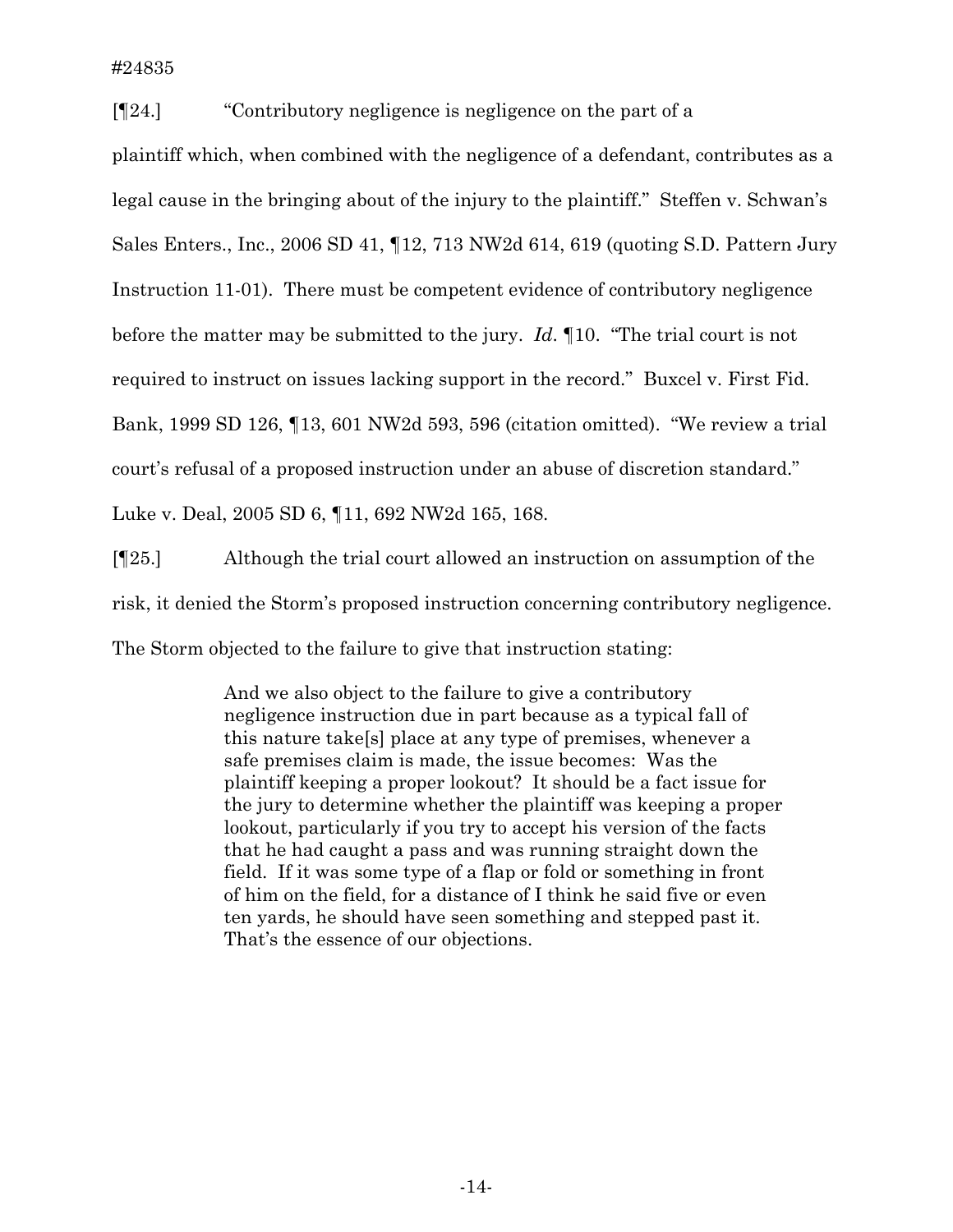[¶24.] "Contributory negligence is negligence on the part of a plaintiff which, when combined with the negligence of a defendant, contributes as a legal cause in the bringing about of the injury to the plaintiff." Steffen v. Schwan's Sales Enters., Inc., 2006 SD 41, ¶12, 713 NW2d 614, 619 (quoting S.D. Pattern Jury Instruction 11-01). There must be competent evidence of contributory negligence before the matter may be submitted to the jury. *Id.* ¶10. "The trial court is not required to instruct on issues lacking support in the record." Buxcel v. First Fid. Bank, 1999 SD 126, ¶13, 601 NW2d 593, 596 (citation omitted). "We review a trial court's refusal of a proposed instruction under an abuse of discretion standard." Luke v. Deal, 2005 SD 6, ¶11, 692 NW2d 165, 168.

[¶25.] Although the trial court allowed an instruction on assumption of the risk, it denied the Storm's proposed instruction concerning contributory negligence. The Storm objected to the failure to give that instruction stating:

> And we also object to the failure to give a contributory negligence instruction due in part because as a typical fall of this nature take[s] place at any type of premises, whenever a safe premises claim is made, the issue becomes: Was the plaintiff keeping a proper lookout? It should be a fact issue for the jury to determine whether the plaintiff was keeping a proper lookout, particularly if you try to accept his version of the facts that he had caught a pass and was running straight down the field. If it was some type of a flap or fold or something in front of him on the field, for a distance of I think he said five or even ten yards, he should have seen something and stepped past it. That's the essence of our objections.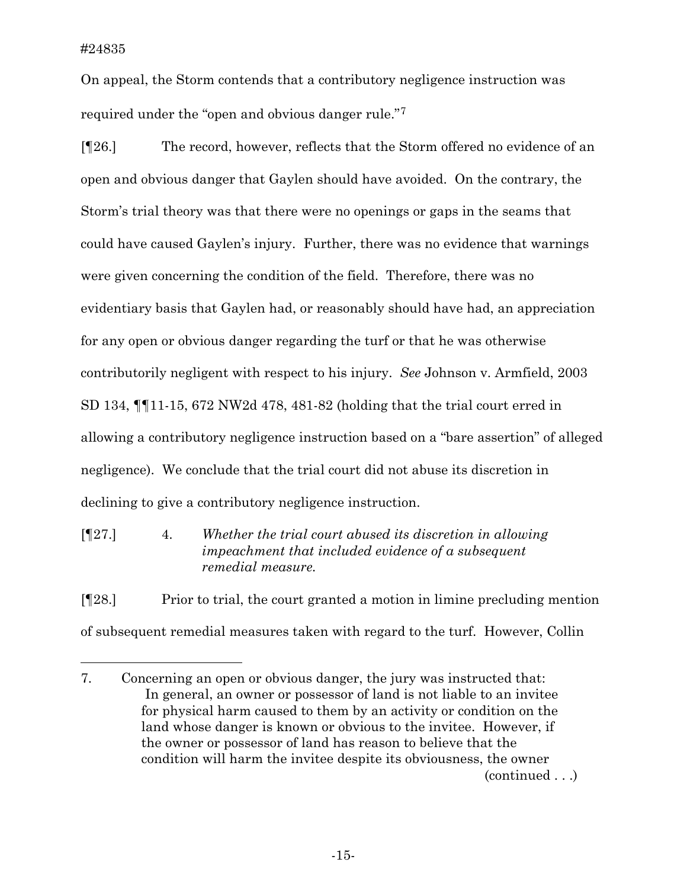On appeal, the Storm contends that a contributory negligence instruction was required under the "open and obvious danger rule."[7]

[¶26.] The record, however, reflects that the Storm offered no evidence of an open and obvious danger that Gaylen should have avoided. On the contrary, the Storm's trial theory was that there were no openings or gaps in the seams that could have caused Gaylen's injury. Further, there was no evidence that warnings were given concerning the condition of the field. Therefore, there was no evidentiary basis that Gaylen had, or reasonably should have had, an appreciation for any open or obvious danger regarding the turf or that he was otherwise contributorily negligent with respect to his injury. *See* Johnson v. Armfield, 2003 SD 134, ¶¶11-15, 672 NW2d 478, 481-82 (holding that the trial court erred in allowing a contributory negligence instruction based on a "bare assertion" of alleged negligence). We conclude that the trial court did not abuse its discretion in declining to give a contributory negligence instruction.

[¶27.] 4. *Whether the trial court abused its discretion in allowing impeachment that included evidence of a subsequent remedial measure.*

[¶28.] Prior to trial, the court granted a motion in limine precluding mention of subsequent remedial measures taken with regard to the turf. However, Collin

---

7. Concerning an open or obvious danger, the jury was instructed that:

> In general, an owner or possessor of land is not liable to an invitee for physical harm caused to them by an activity or condition on the land whose danger is known or obvious to the invitee. However, if the owner or possessor of land has reason to believe that the condition will harm the invitee despite its obviousness, the owner

(continued . . .)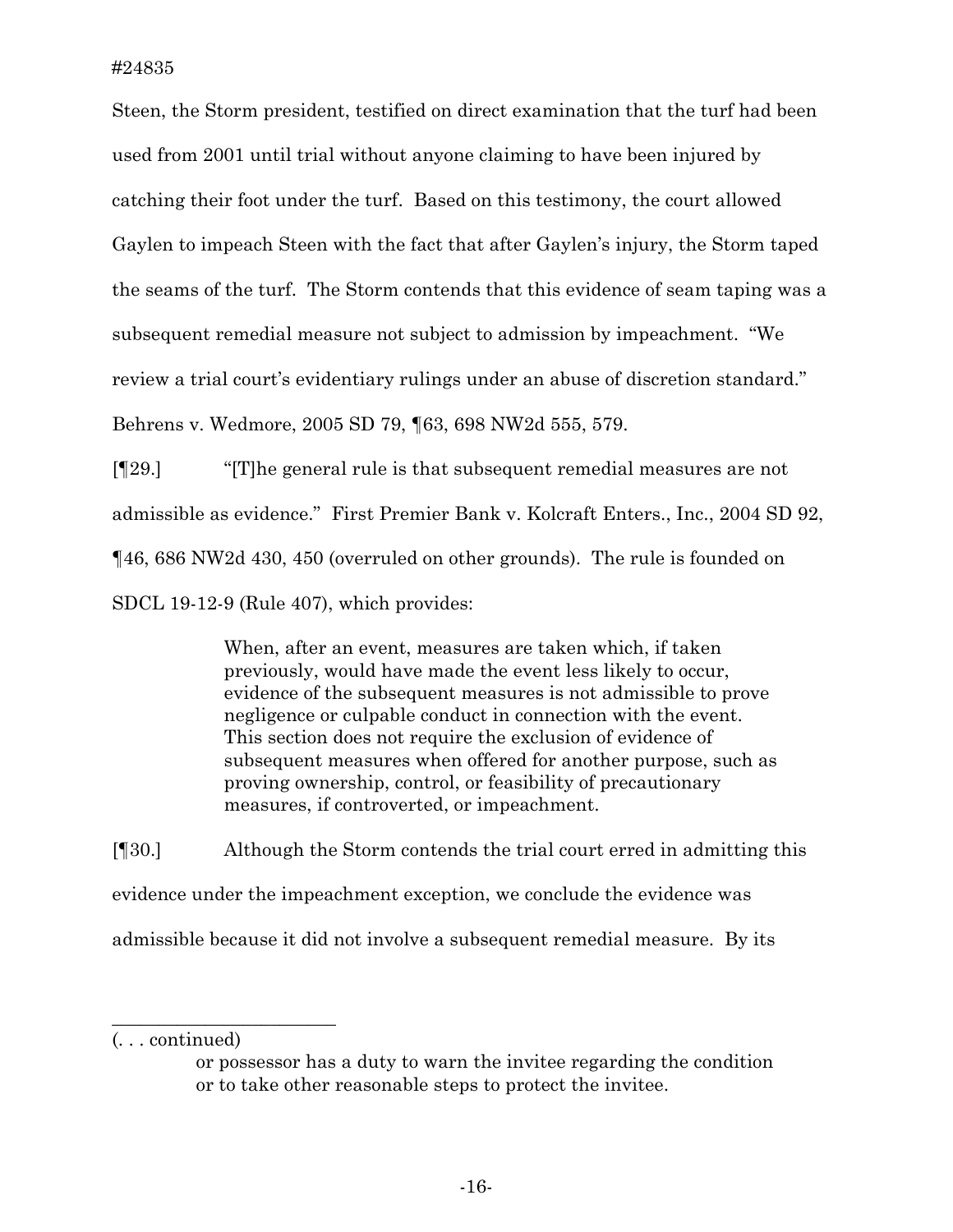Steen, the Storm president, testified on direct examination that the turf had been used from 2001 until trial without anyone claiming to have been injured by catching their foot under the turf. Based on this testimony, the court allowed Gaylen to impeach Steen with the fact that after Gaylen's injury, the Storm taped the seams of the turf. The Storm contends that this evidence of seam taping was a subsequent remedial measure not subject to admission by impeachment. "We review a trial court's evidentiary rulings under an abuse of discretion standard." Behrens v. Wedmore, 2005 SD 79, ¶63, 698 NW2d 555, 579.

[¶29.] "[T]he general rule is that subsequent remedial measures are not admissible as evidence." First Premier Bank v. Kolcraft Enters., Inc., 2004 SD 92, ¶46, 686 NW2d 430, 450 (overruled on other grounds). The rule is founded on SDCL 19-12-9 (Rule 407), which provides:

> When, after an event, measures are taken which, if taken previously, would have made the event less likely to occur, evidence of the subsequent measures is not admissible to prove negligence or culpable conduct in connection with the event. This section does not require the exclusion of evidence of subsequent measures when offered for another purpose, such as proving ownership, control, or feasibility of precautionary measures, if controverted, or impeachment.

[¶30.] Although the Storm contends the trial court erred in admitting this evidence under the impeachment exception, we conclude the evidence was admissible because it did not involve a subsequent remedial measure. By its

---

(. . . continued)

> or possessor has a duty to warn the invitee regarding the condition or to take other reasonable steps to protect the invitee.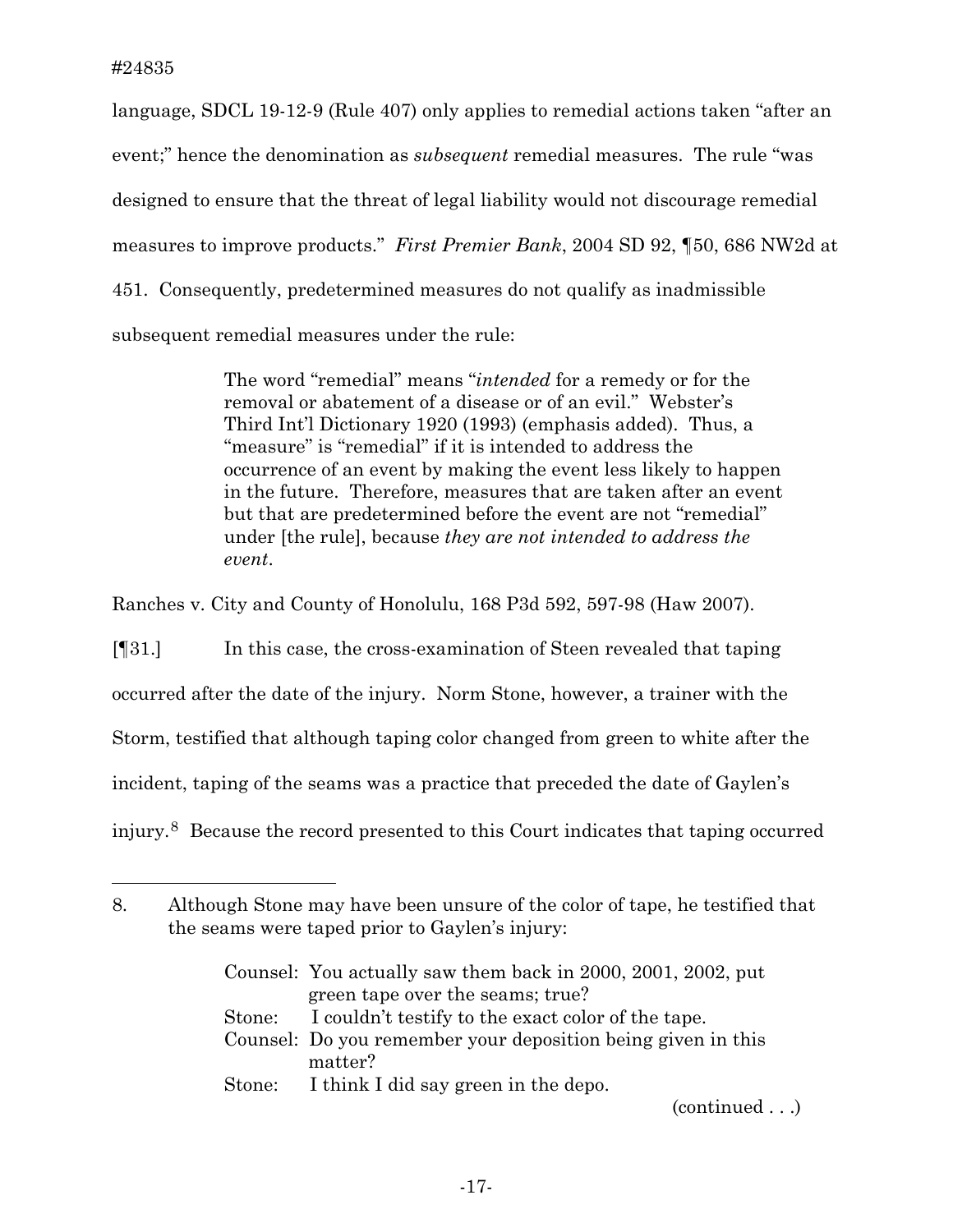language, SDCL 19-12-9 (Rule 407) only applies to remedial actions taken "after an event;" hence the denomination as *subsequent* remedial measures. The rule "was designed to ensure that the threat of legal liability would not discourage remedial measures to improve products." *First Premier Bank*, 2004 SD 92, ¶50, 686 NW2d at 451. Consequently, predetermined measures do not qualify as inadmissible subsequent remedial measures under the rule:

> The word "remedial" means "*intended* for a remedy or for the removal or abatement of a disease or of an evil." Webster's Third Int'l Dictionary 1920 (1993) (emphasis added). Thus, a "measure" is "remedial" if it is intended to address the occurrence of an event by making the event less likely to happen in the future. Therefore, measures that are taken after an event but that are predetermined before the event are not "remedial" under [the rule], because *they are not intended to address the event*.

Ranches v. City and County of Honolulu, 168 P3d 592, 597-98 (Haw 2007).

[¶31.] In this case, the cross-examination of Steen revealed that taping occurred after the date of the injury. Norm Stone, however, a trainer with the Storm, testified that although taping color changed from green to white after the incident, taping of the seams was a practice that preceded the date of Gaylen's injury.[8] Because the record presented to this Court indicates that taping occurred

---

8. Although Stone may have been unsure of the color of tape, he testified that the seams were taped prior to Gaylen's injury:

> Counsel: You actually saw them back in 2000, 2001, 2002, put green tape over the seams; true?
> Stone: I couldn't testify to the exact color of the tape.
> Counsel: Do you remember your deposition being given in this matter?
> Stone: I think I did say green in the depo.

(continued . . .)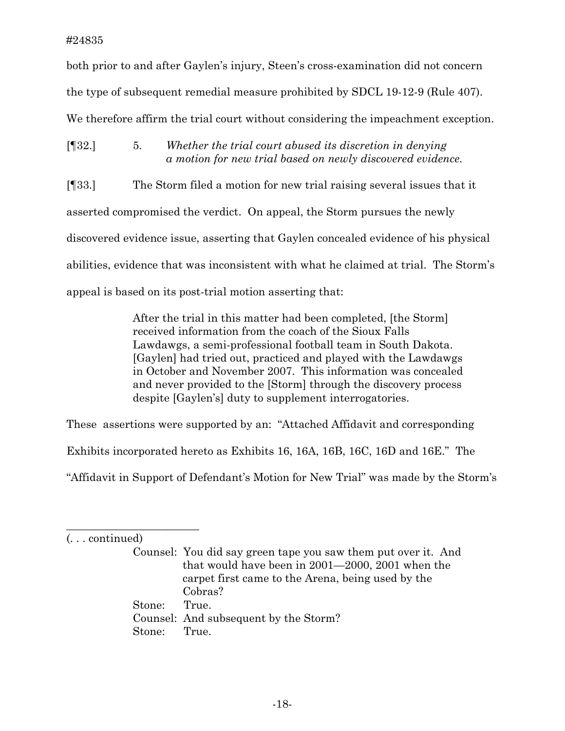both prior to and after Gaylen's injury, Steen's cross-examination did not concern the type of subsequent remedial measure prohibited by SDCL 19-12-9 (Rule 407). We therefore affirm the trial court without considering the impeachment exception.

[¶32.] 5. *Whether the trial court abused its discretion in denying a motion for new trial based on newly discovered evidence.*

[¶33.] The Storm filed a motion for new trial raising several issues that it asserted compromised the verdict. On appeal, the Storm pursues the newly discovered evidence issue, asserting that Gaylen concealed evidence of his physical abilities, evidence that was inconsistent with what he claimed at trial. The Storm's appeal is based on its post-trial motion asserting that:

> After the trial in this matter had been completed, [the Storm] received information from the coach of the Sioux Falls Lawdawgs, a semi-professional football team in South Dakota. [Gaylen] had tried out, practiced and played with the Lawdawgs in October and November 2007. This information was concealed and never provided to the [Storm] through the discovery process despite [Gaylen's] duty to supplement interrogatories.

These assertions were supported by an: "Attached Affidavit and corresponding Exhibits incorporated hereto as Exhibits 16, 16A, 16B, 16C, 16D and 16E." The "Affidavit in Support of Defendant's Motion for New Trial" was made by the Storm's

---

(. . . continued)

> Counsel: You did say green tape you saw them put over it. And that would have been in 2001—2000, 2001 when the carpet first came to the Arena, being used by the Cobras?
> Stone: True.
> Counsel: And subsequent by the Storm?
> Stone: True.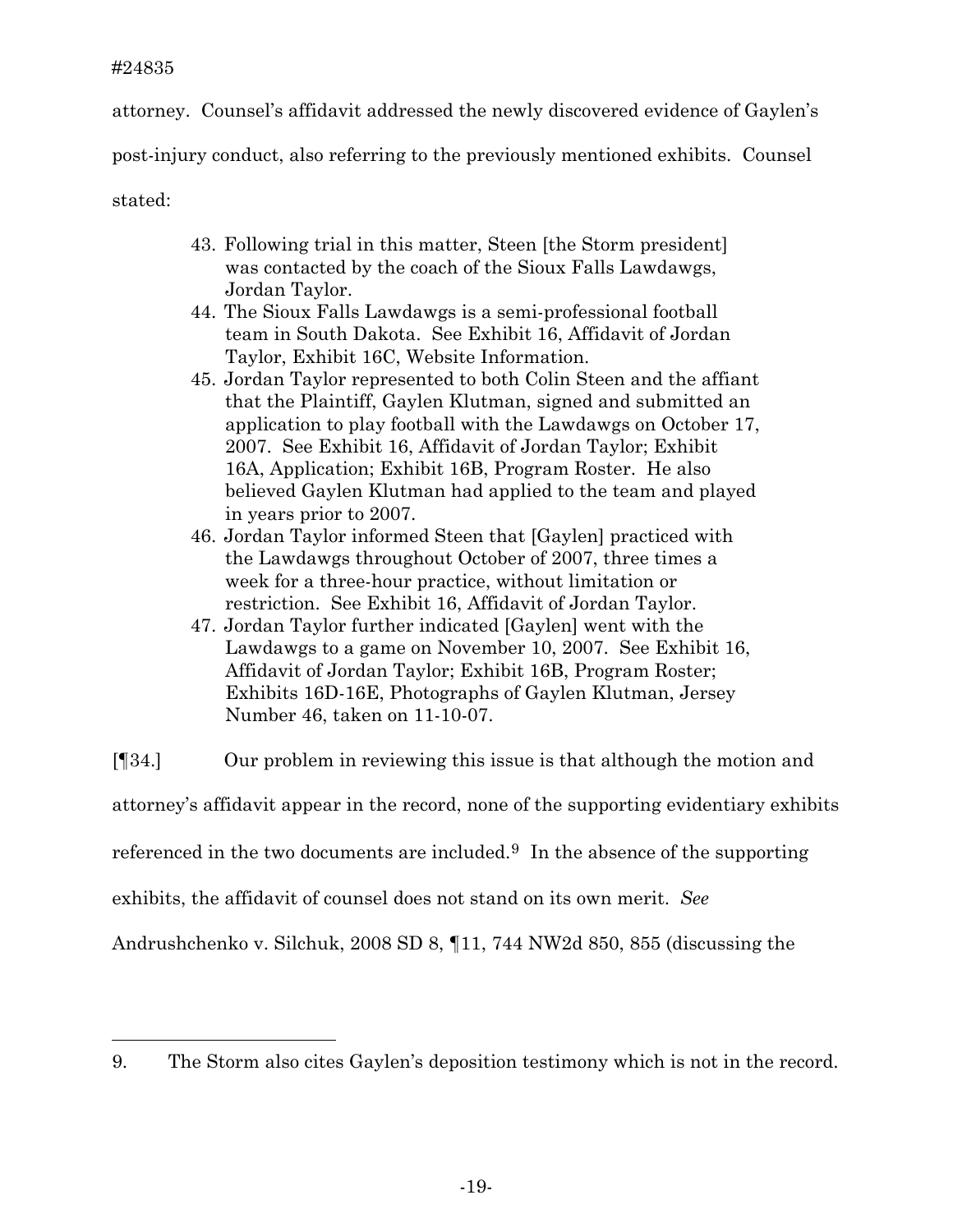attorney. Counsel's affidavit addressed the newly discovered evidence of Gaylen's post-injury conduct, also referring to the previously mentioned exhibits. Counsel stated:

> 43. Following trial in this matter, Steen [the Storm president] was contacted by the coach of the Sioux Falls Lawdawgs, Jordan Taylor.
> 44. The Sioux Falls Lawdawgs is a semi-professional football team in South Dakota. See Exhibit 16, Affidavit of Jordan Taylor, Exhibit 16C, Website Information.
> 45. Jordan Taylor represented to both Colin Steen and the affiant that the Plaintiff, Gaylen Klutman, signed and submitted an application to play football with the Lawdawgs on October 17, 2007. See Exhibit 16, Affidavit of Jordan Taylor; Exhibit 16A, Application; Exhibit 16B, Program Roster. He also believed Gaylen Klutman had applied to the team and played in years prior to 2007.
> 46. Jordan Taylor informed Steen that [Gaylen] practiced with the Lawdawgs throughout October of 2007, three times a week for a three-hour practice, without limitation or restriction. See Exhibit 16, Affidavit of Jordan Taylor.
> 47. Jordan Taylor further indicated [Gaylen] went with the Lawdawgs to a game on November 10, 2007. See Exhibit 16, Affidavit of Jordan Taylor; Exhibit 16B, Program Roster; Exhibits 16D-16E, Photographs of Gaylen Klutman, Jersey Number 46, taken on 11-10-07.

[¶34.] Our problem in reviewing this issue is that although the motion and attorney's affidavit appear in the record, none of the supporting evidentiary exhibits referenced in the two documents are included.[9] In the absence of the supporting exhibits, the affidavit of counsel does not stand on its own merit. *See* Andrushchenko v. Silchuk, 2008 SD 8, ¶11, 744 NW2d 850, 855 (discussing the

---

9. The Storm also cites Gaylen's deposition testimony which is not in the record.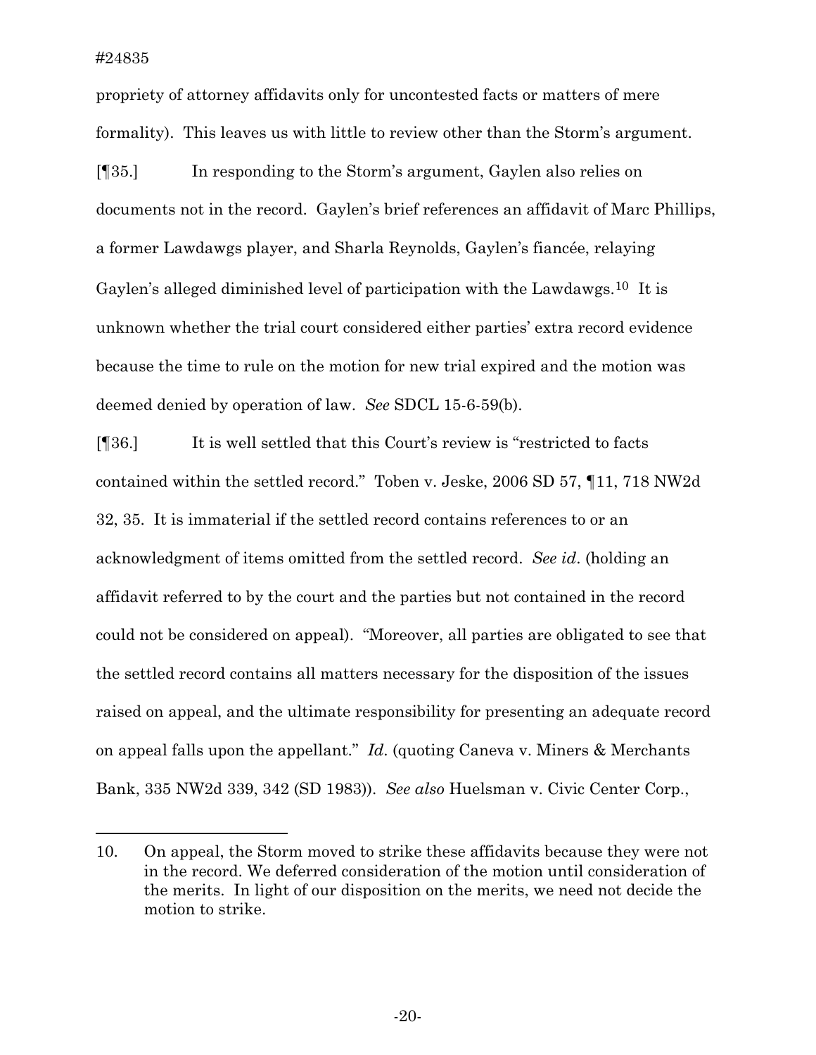propriety of attorney affidavits only for uncontested facts or matters of mere formality). This leaves us with little to review other than the Storm's argument.

[¶35.] In responding to the Storm's argument, Gaylen also relies on documents not in the record. Gaylen's brief references an affidavit of Marc Phillips, a former Lawdawgs player, and Sharla Reynolds, Gaylen's fiancée, relaying Gaylen's alleged diminished level of participation with the Lawdawgs.[10] It is unknown whether the trial court considered either parties' extra record evidence because the time to rule on the motion for new trial expired and the motion was deemed denied by operation of law. *See* SDCL 15-6-59(b).

[¶36.] It is well settled that this Court's review is "restricted to facts contained within the settled record." Toben v. Jeske, 2006 SD 57, ¶11, 718 NW2d 32, 35. It is immaterial if the settled record contains references to or an acknowledgment of items omitted from the settled record. *See id*. (holding an affidavit referred to by the court and the parties but not contained in the record could not be considered on appeal). "Moreover, all parties are obligated to see that the settled record contains all matters necessary for the disposition of the issues raised on appeal, and the ultimate responsibility for presenting an adequate record on appeal falls upon the appellant." *Id*. (quoting Caneva v. Miners & Merchants Bank, 335 NW2d 339, 342 (SD 1983)). *See also* Huelsman v. Civic Center Corp.,

---

10. On appeal, the Storm moved to strike these affidavits because they were not in the record. We deferred consideration of the motion until consideration of the merits. In light of our disposition on the merits, we need not decide the motion to strike.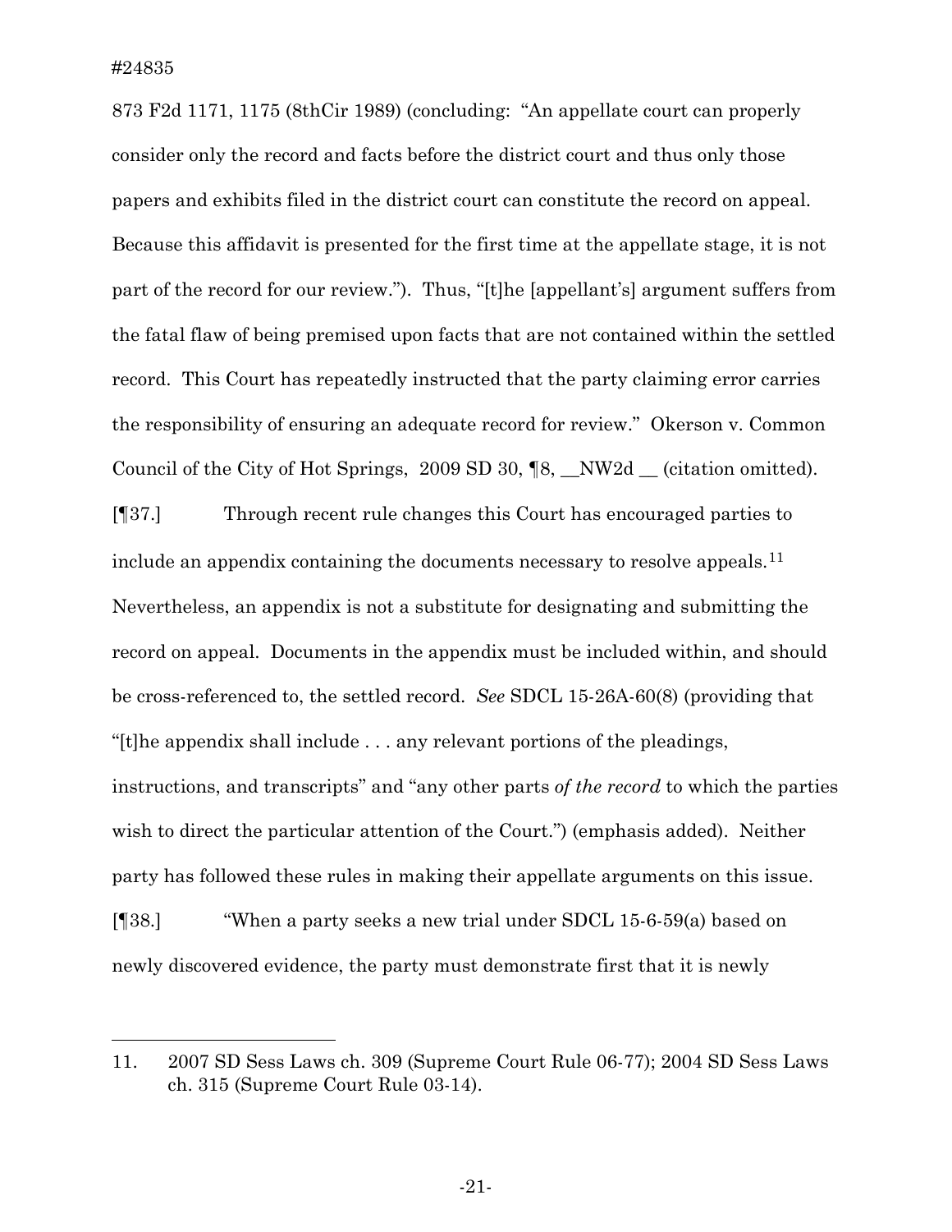873 F2d 1171, 1175 (8thCir 1989) (concluding: "An appellate court can properly consider only the record and facts before the district court and thus only those papers and exhibits filed in the district court can constitute the record on appeal. Because this affidavit is presented for the first time at the appellate stage, it is not part of the record for our review."). Thus, "[t]he [appellant's] argument suffers from the fatal flaw of being premised upon facts that are not contained within the settled record. This Court has repeatedly instructed that the party claiming error carries the responsibility of ensuring an adequate record for review." Okerson v. Common Council of the City of Hot Springs, 2009 SD 30, ¶8, __NW2d __ (citation omitted).

[¶37.] Through recent rule changes this Court has encouraged parties to include an appendix containing the documents necessary to resolve appeals.[11] Nevertheless, an appendix is not a substitute for designating and submitting the record on appeal. Documents in the appendix must be included within, and should be cross-referenced to, the settled record. *See* SDCL 15-26A-60(8) (providing that "[t]he appendix shall include . . . any relevant portions of the pleadings, instructions, and transcripts" and "any other parts *of the record* to which the parties wish to direct the particular attention of the Court.") (emphasis added). Neither party has followed these rules in making their appellate arguments on this issue.

[¶38.] "When a party seeks a new trial under SDCL 15-6-59(a) based on newly discovered evidence, the party must demonstrate first that it is newly

---

11. 2007 SD Sess Laws ch. 309 (Supreme Court Rule 06-77); 2004 SD Sess Laws ch. 315 (Supreme Court Rule 03-14).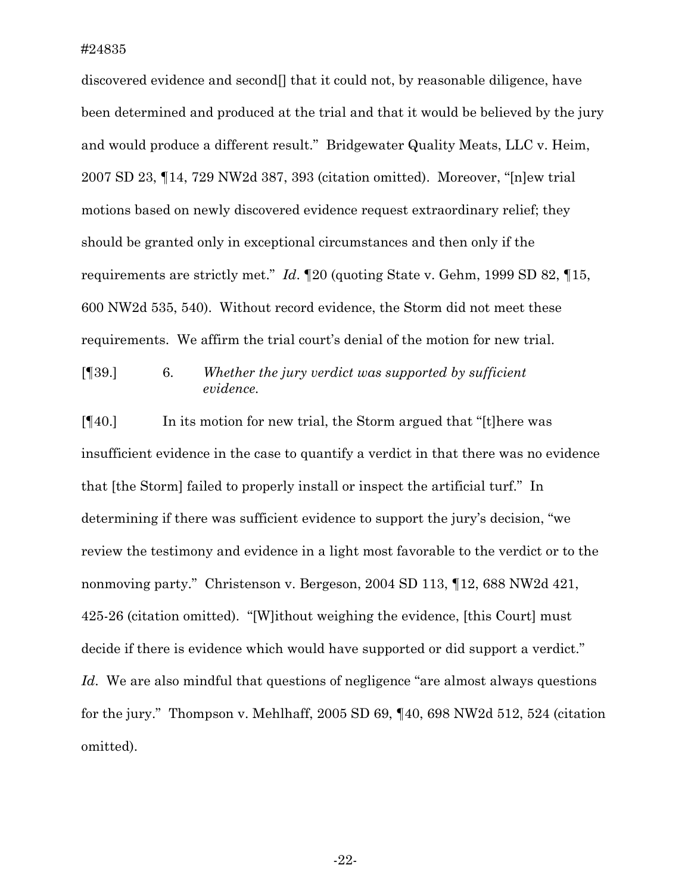discovered evidence and second[] that it could not, by reasonable diligence, have been determined and produced at the trial and that it would be believed by the jury and would produce a different result." Bridgewater Quality Meats, LLC v. Heim, 2007 SD 23, ¶14, 729 NW2d 387, 393 (citation omitted). Moreover, "[n]ew trial motions based on newly discovered evidence request extraordinary relief; they should be granted only in exceptional circumstances and then only if the requirements are strictly met." *Id*. ¶20 (quoting State v. Gehm, 1999 SD 82, ¶15, 600 NW2d 535, 540). Without record evidence, the Storm did not meet these requirements. We affirm the trial court's denial of the motion for new trial.

[¶39.] 6. *Whether the jury verdict was supported by sufficient evidence.*

[¶40.] In its motion for new trial, the Storm argued that "[t]here was insufficient evidence in the case to quantify a verdict in that there was no evidence that [the Storm] failed to properly install or inspect the artificial turf." In determining if there was sufficient evidence to support the jury's decision, "we review the testimony and evidence in a light most favorable to the verdict or to the nonmoving party." Christenson v. Bergeson, 2004 SD 113, ¶12, 688 NW2d 421, 425-26 (citation omitted). "[W]ithout weighing the evidence, [this Court] must decide if there is evidence which would have supported or did support a verdict." *Id*. We are also mindful that questions of negligence "are almost always questions for the jury." Thompson v. Mehlhaff, 2005 SD 69, ¶40, 698 NW2d 512, 524 (citation omitted).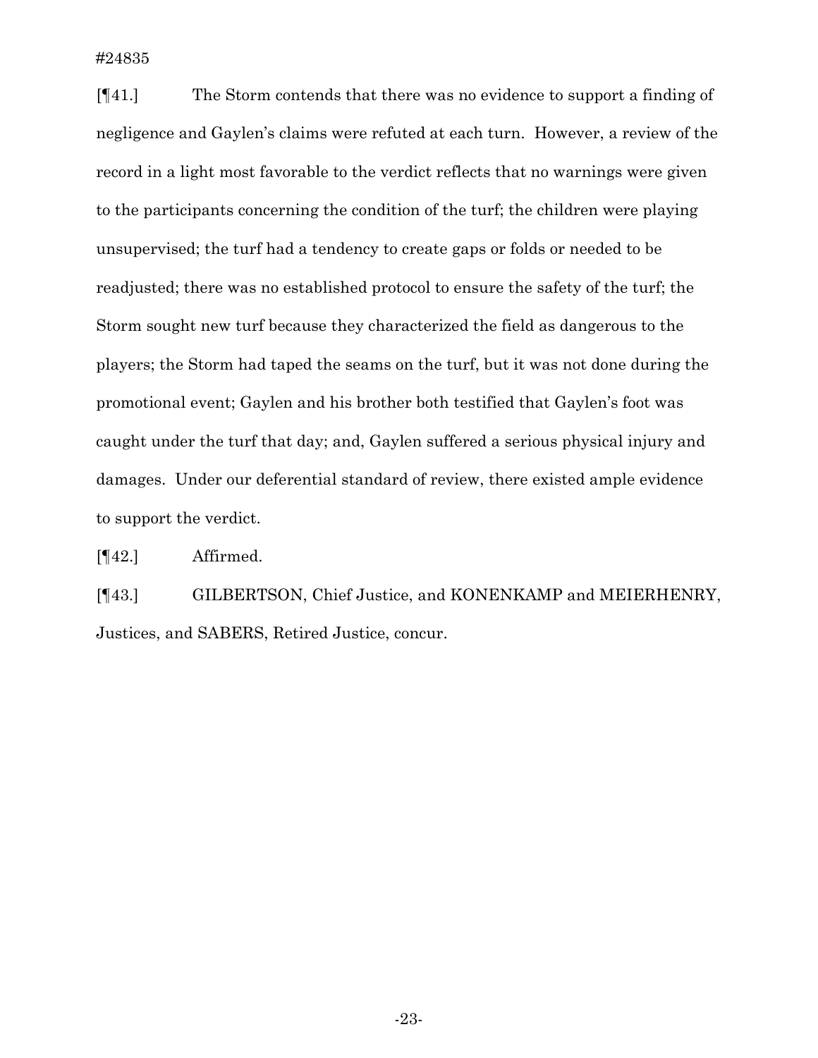[¶41.] The Storm contends that there was no evidence to support a finding of negligence and Gaylen's claims were refuted at each turn. However, a review of the record in a light most favorable to the verdict reflects that no warnings were given to the participants concerning the condition of the turf; the children were playing unsupervised; the turf had a tendency to create gaps or folds or needed to be readjusted; there was no established protocol to ensure the safety of the turf; the Storm sought new turf because they characterized the field as dangerous to the players; the Storm had taped the seams on the turf, but it was not done during the promotional event; Gaylen and his brother both testified that Gaylen's foot was caught under the turf that day; and, Gaylen suffered a serious physical injury and damages. Under our deferential standard of review, there existed ample evidence to support the verdict.

[¶42.] Affirmed.

[¶43.] GILBERTSON, Chief Justice, and KONENKAMP and MEIERHENRY, Justices, and SABERS, Retired Justice, concur.